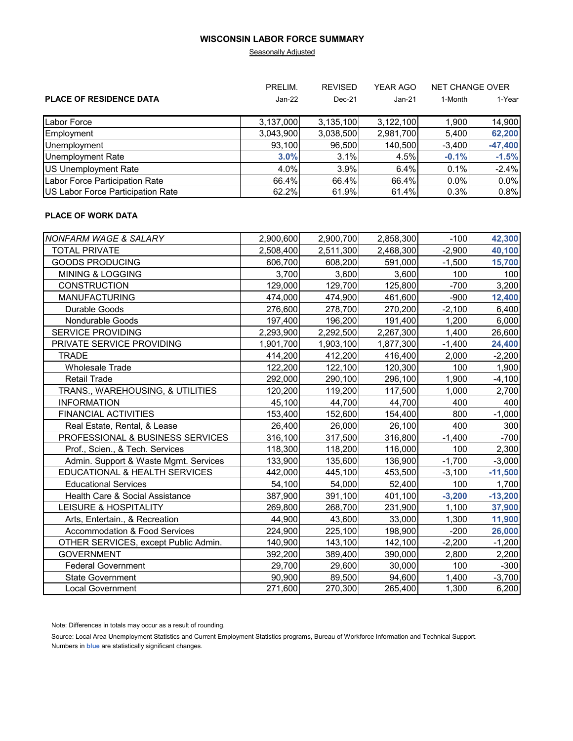# WISCONSIN LABOR FORCE SUMMARY

Seasonally Adjusted

| PLACE OF RESIDENCE DATA | PRELIM. Jan-22 | REVISED Dec-21 | YEAR AGO Jan-21 | NET CHANGE OVER 1-Month | NET CHANGE OVER 1-Year |
|---|---|---|---|---|---|
| Labor Force | 3,137,000 | 3,135,100 | 3,122,100 | 1,900 | 14,900 |
| Employment | 3,043,900 | 3,038,500 | 2,981,700 | 5,400 | **62,200** |
| Unemployment | 93,100 | 96,500 | 140,500 | -3,400 | **-47,400** |
| Unemployment Rate | **3.0%** | 3.1% | 4.5% | **-0.1%** | **-1.5%** |
| US Unemployment Rate | 4.0% | 3.9% | 6.4% | 0.1% | -2.4% |
| Labor Force Participation Rate | 66.4% | 66.4% | 66.4% | 0.0% | 0.0% |
| US Labor Force Participation Rate | 62.2% | 61.9% | 61.4% | 0.3% | 0.8% |

**PLACE OF WORK DATA**

| PLACE OF WORK DATA | PRELIM. Jan-22 | REVISED Dec-21 | YEAR AGO Jan-21 | NET CHANGE OVER 1-Month | NET CHANGE OVER 1-Year |
|---|---|---|---|---|---|
| *NONFARM WAGE & SALARY* | 2,900,600 | 2,900,700 | 2,858,300 | -100 | **42,300** |
| TOTAL PRIVATE | 2,508,400 | 2,511,300 | 2,468,300 | -2,900 | **40,100** |
| GOODS PRODUCING | 606,700 | 608,200 | 591,000 | -1,500 | **15,700** |
| MINING & LOGGING | 3,700 | 3,600 | 3,600 | 100 | 100 |
| CONSTRUCTION | 129,000 | 129,700 | 125,800 | -700 | 3,200 |
| MANUFACTURING | 474,000 | 474,900 | 461,600 | -900 | **12,400** |
| Durable Goods | 276,600 | 278,700 | 270,200 | -2,100 | 6,400 |
| Nondurable Goods | 197,400 | 196,200 | 191,400 | 1,200 | 6,000 |
| SERVICE PROVIDING | 2,293,900 | 2,292,500 | 2,267,300 | 1,400 | 26,600 |
| PRIVATE SERVICE PROVIDING | 1,901,700 | 1,903,100 | 1,877,300 | -1,400 | **24,400** |
| TRADE | 414,200 | 412,200 | 416,400 | 2,000 | -2,200 |
| Wholesale Trade | 122,200 | 122,100 | 120,300 | 100 | 1,900 |
| Retail Trade | 292,000 | 290,100 | 296,100 | 1,900 | -4,100 |
| TRANS., WAREHOUSING, & UTILITIES | 120,200 | 119,200 | 117,500 | 1,000 | 2,700 |
| INFORMATION | 45,100 | 44,700 | 44,700 | 400 | 400 |
| FINANCIAL ACTIVITIES | 153,400 | 152,600 | 154,400 | 800 | -1,000 |
| Real Estate, Rental, & Lease | 26,400 | 26,000 | 26,100 | 400 | 300 |
| PROFESSIONAL & BUSINESS SERVICES | 316,100 | 317,500 | 316,800 | -1,400 | -700 |
| Prof., Scien., & Tech. Services | 118,300 | 118,200 | 116,000 | 100 | 2,300 |
| Admin. Support & Waste Mgmt. Services | 133,900 | 135,600 | 136,900 | -1,700 | -3,000 |
| EDUCATIONAL & HEALTH SERVICES | 442,000 | 445,100 | 453,500 | -3,100 | **-11,500** |
| Educational Services | 54,100 | 54,000 | 52,400 | 100 | 1,700 |
| Health Care & Social Assistance | 387,900 | 391,100 | 401,100 | **-3,200** | **-13,200** |
| LEISURE & HOSPITALITY | 269,800 | 268,700 | 231,900 | 1,100 | **37,900** |
| Arts, Entertain., & Recreation | 44,900 | 43,600 | 33,000 | 1,300 | **11,900** |
| Accommodation & Food Services | 224,900 | 225,100 | 198,900 | -200 | **26,000** |
| OTHER SERVICES, except Public Admin. | 140,900 | 143,100 | 142,100 | -2,200 | -1,200 |
| GOVERNMENT | 392,200 | 389,400 | 390,000 | 2,800 | 2,200 |
| Federal Government | 29,700 | 29,600 | 30,000 | 100 | -300 |
| State Government | 90,900 | 89,500 | 94,600 | 1,400 | -3,700 |
| Local Government | 271,600 | 270,300 | 265,400 | 1,300 | 6,200 |

Note: Differences in totals may occur as a result of rounding.

Source: Local Area Unemployment Statistics and Current Employment Statistics programs, Bureau of Workforce Information and Technical Support.

Numbers in **blue** are statistically significant changes.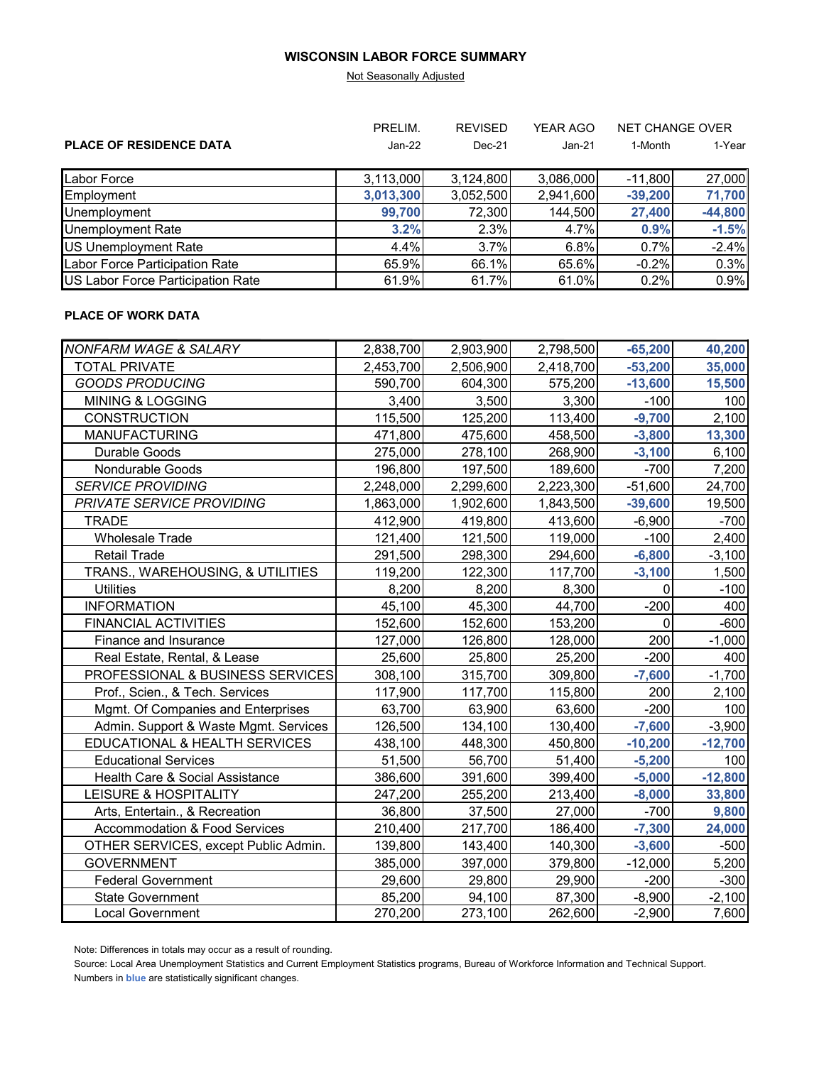## WISCONSIN LABOR FORCE SUMMARY

Not Seasonally Adjusted

| PLACE OF RESIDENCE DATA | PRELIM. Jan-22 | REVISED Dec-21 | YEAR AGO Jan-21 | NET CHANGE OVER 1-Month | NET CHANGE OVER 1-Year |
|---|---|---|---|---|---|
| Labor Force | 3,113,000 | 3,124,800 | 3,086,000 | -11,800 | 27,000 |
| Employment | **3,013,300** | 3,052,500 | 2,941,600 | **-39,200** | **71,700** |
| Unemployment | **99,700** | 72,300 | 144,500 | **27,400** | **-44,800** |
| Unemployment Rate | **3.2%** | 2.3% | 4.7% | **0.9%** | **-1.5%** |
| US Unemployment Rate | 4.4% | 3.7% | 6.8% | 0.7% | -2.4% |
| Labor Force Participation Rate | 65.9% | 66.1% | 65.6% | -0.2% | 0.3% |
| US Labor Force Participation Rate | 61.9% | 61.7% | 61.0% | 0.2% | 0.9% |

### PLACE OF WORK DATA

| PLACE OF WORK DATA | PRELIM. Jan-22 | REVISED Dec-21 | YEAR AGO Jan-21 | NET CHANGE OVER 1-Month | NET CHANGE OVER 1-Year |
|---|---|---|---|---|---|
| *NONFARM WAGE & SALARY* | 2,838,700 | 2,903,900 | 2,798,500 | **-65,200** | **40,200** |
| TOTAL PRIVATE | 2,453,700 | 2,506,900 | 2,418,700 | **-53,200** | **35,000** |
| *GOODS PRODUCING* | 590,700 | 604,300 | 575,200 | **-13,600** | **15,500** |
| MINING & LOGGING | 3,400 | 3,500 | 3,300 | -100 | 100 |
| CONSTRUCTION | 115,500 | 125,200 | 113,400 | **-9,700** | 2,100 |
| MANUFACTURING | 471,800 | 475,600 | 458,500 | **-3,800** | **13,300** |
| Durable Goods | 275,000 | 278,100 | 268,900 | **-3,100** | 6,100 |
| Nondurable Goods | 196,800 | 197,500 | 189,600 | -700 | 7,200 |
| *SERVICE PROVIDING* | 2,248,000 | 2,299,600 | 2,223,300 | -51,600 | 24,700 |
| *PRIVATE SERVICE PROVIDING* | 1,863,000 | 1,902,600 | 1,843,500 | **-39,600** | 19,500 |
| TRADE | 412,900 | 419,800 | 413,600 | -6,900 | -700 |
| Wholesale Trade | 121,400 | 121,500 | 119,000 | -100 | 2,400 |
| Retail Trade | 291,500 | 298,300 | 294,600 | **-6,800** | -3,100 |
| TRANS., WAREHOUSING, & UTILITIES | 119,200 | 122,300 | 117,700 | **-3,100** | 1,500 |
| Utilities | 8,200 | 8,200 | 8,300 | 0 | -100 |
| INFORMATION | 45,100 | 45,300 | 44,700 | -200 | 400 |
| FINANCIAL ACTIVITIES | 152,600 | 152,600 | 153,200 | 0 | -600 |
| Finance and Insurance | 127,000 | 126,800 | 128,000 | 200 | -1,000 |
| Real Estate, Rental, & Lease | 25,600 | 25,800 | 25,200 | -200 | 400 |
| PROFESSIONAL & BUSINESS SERVICES | 308,100 | 315,700 | 309,800 | **-7,600** | -1,700 |
| Prof., Scien., & Tech. Services | 117,900 | 117,700 | 115,800 | 200 | 2,100 |
| Mgmt. Of Companies and Enterprises | 63,700 | 63,900 | 63,600 | -200 | 100 |
| Admin. Support & Waste Mgmt. Services | 126,500 | 134,100 | 130,400 | **-7,600** | -3,900 |
| EDUCATIONAL & HEALTH SERVICES | 438,100 | 448,300 | 450,800 | **-10,200** | **-12,700** |
| Educational Services | 51,500 | 56,700 | 51,400 | **-5,200** | 100 |
| Health Care & Social Assistance | 386,600 | 391,600 | 399,400 | **-5,000** | **-12,800** |
| LEISURE & HOSPITALITY | 247,200 | 255,200 | 213,400 | **-8,000** | **33,800** |
| Arts, Entertain., & Recreation | 36,800 | 37,500 | 27,000 | -700 | **9,800** |
| Accommodation & Food Services | 210,400 | 217,700 | 186,400 | **-7,300** | **24,000** |
| OTHER SERVICES, except Public Admin. | 139,800 | 143,400 | 140,300 | **-3,600** | -500 |
| GOVERNMENT | 385,000 | 397,000 | 379,800 | -12,000 | 5,200 |
| Federal Government | 29,600 | 29,800 | 29,900 | -200 | -300 |
| State Government | 85,200 | 94,100 | 87,300 | -8,900 | -2,100 |
| Local Government | 270,200 | 273,100 | 262,600 | -2,900 | 7,600 |

Note: Differences in totals may occur as a result of rounding.

Source: Local Area Unemployment Statistics and Current Employment Statistics programs, Bureau of Workforce Information and Technical Support.

Numbers in **blue** are statistically significant changes.